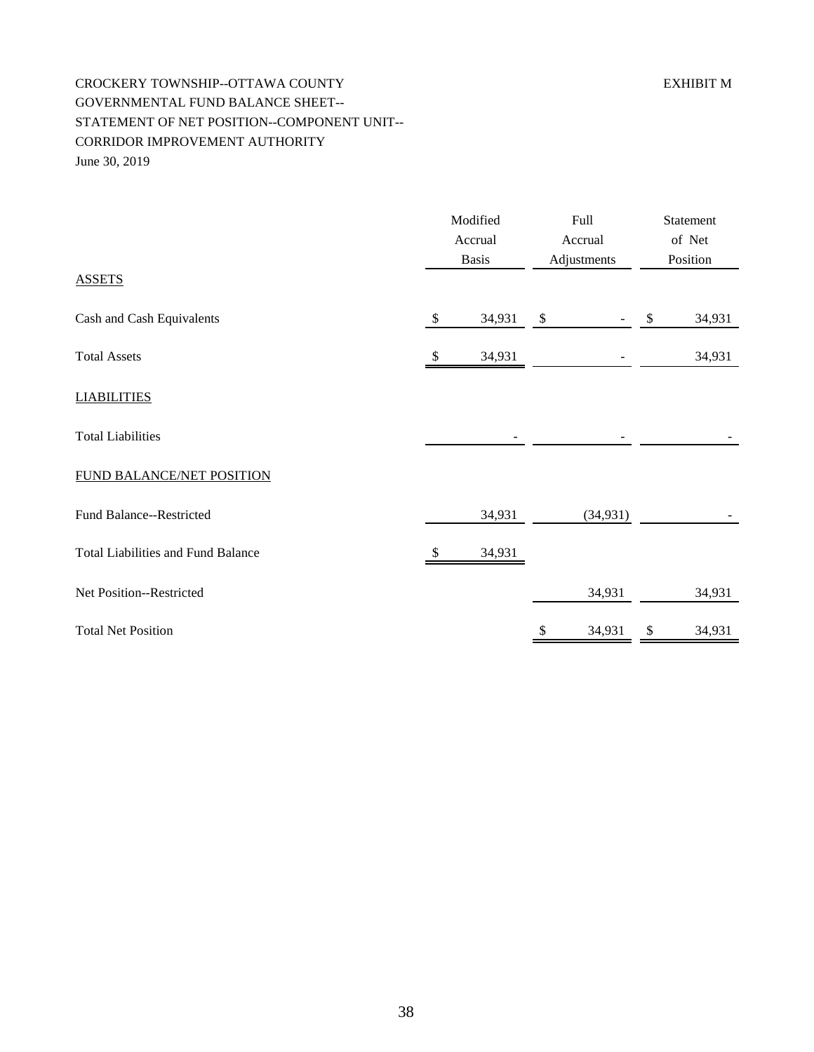CROCKERY TOWNSHIP--OTTAWA COUNTY

EXHIBIT M

GOVERNMENTAL FUND BALANCE SHEET--
STATEMENT OF NET POSITION--COMPONENT UNIT--
CORRIDOR IMPROVEMENT AUTHORITY
June 30, 2019

| | Modified Accrual Basis | Full Accrual Adjustments | Statement of Net Position |
|---|---|---|---|
| ASSETS | | | |
| Cash and Cash Equivalents | $ 34,931 | $ - | $ 34,931 |
| Total Assets | $ 34,931 | - | 34,931 |
| LIABILITIES | | | |
| Total Liabilities | - | - | - |
| FUND BALANCE/NET POSITION | | | |
| Fund Balance--Restricted | 34,931 | (34,931) | - |
| Total Liabilities and Fund Balance | $ 34,931 | | |
| Net Position--Restricted | | 34,931 | 34,931 |
| Total Net Position | | $ 34,931 | $ 34,931 |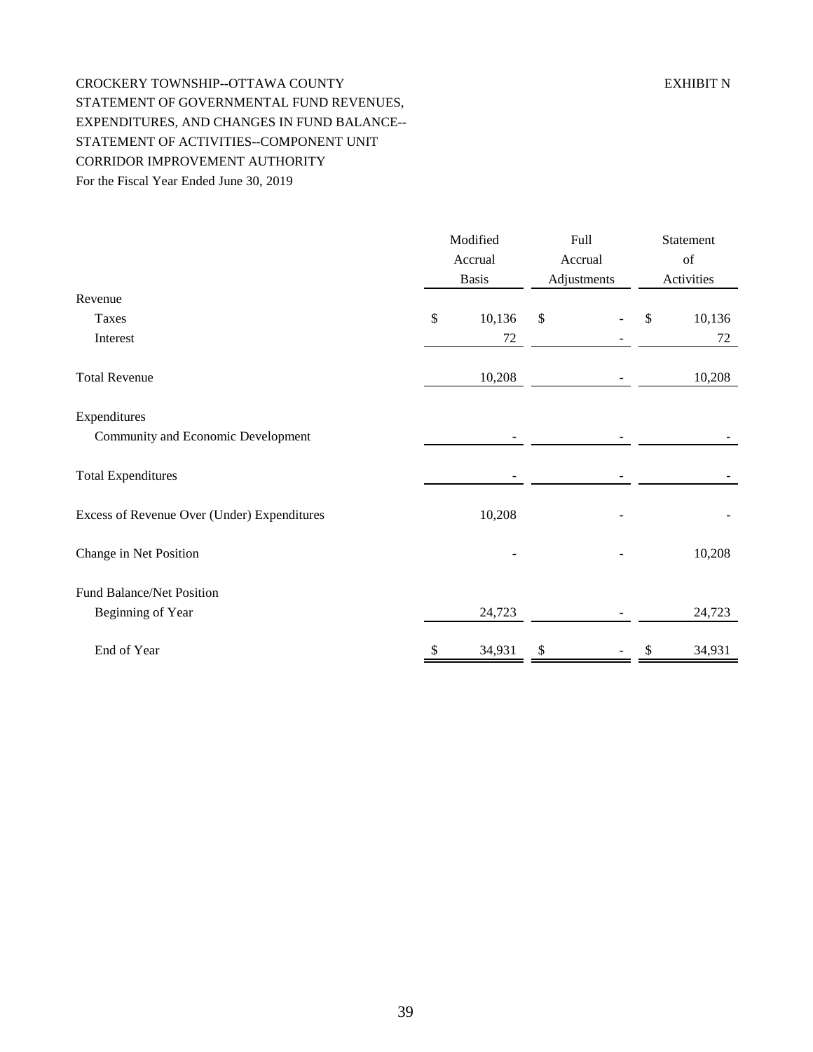CROCKERY TOWNSHIP--OTTAWA COUNTY

EXHIBIT N

STATEMENT OF GOVERNMENTAL FUND REVENUES,
EXPENDITURES, AND CHANGES IN FUND BALANCE--
STATEMENT OF ACTIVITIES--COMPONENT UNIT
CORRIDOR IMPROVEMENT AUTHORITY
For the Fiscal Year Ended June 30, 2019

| | Modified Accrual Basis | Full Accrual Adjustments | Statement of Activities |
|---|---|---|---|
| Revenue | | | |
| Taxes | $ 10,136 | $ - | $ 10,136 |
| Interest | 72 | - | 72 |
| Total Revenue | 10,208 | - | 10,208 |
| Expenditures | | | |
| Community and Economic Development | - | - | - |
| Total Expenditures | - | - | - |
| Excess of Revenue Over (Under) Expenditures | 10,208 | - | - |
| Change in Net Position | - | - | 10,208 |
| Fund Balance/Net Position | | | |
| Beginning of Year | 24,723 | - | 24,723 |
| End of Year | $ 34,931 | $ - | $ 34,931 |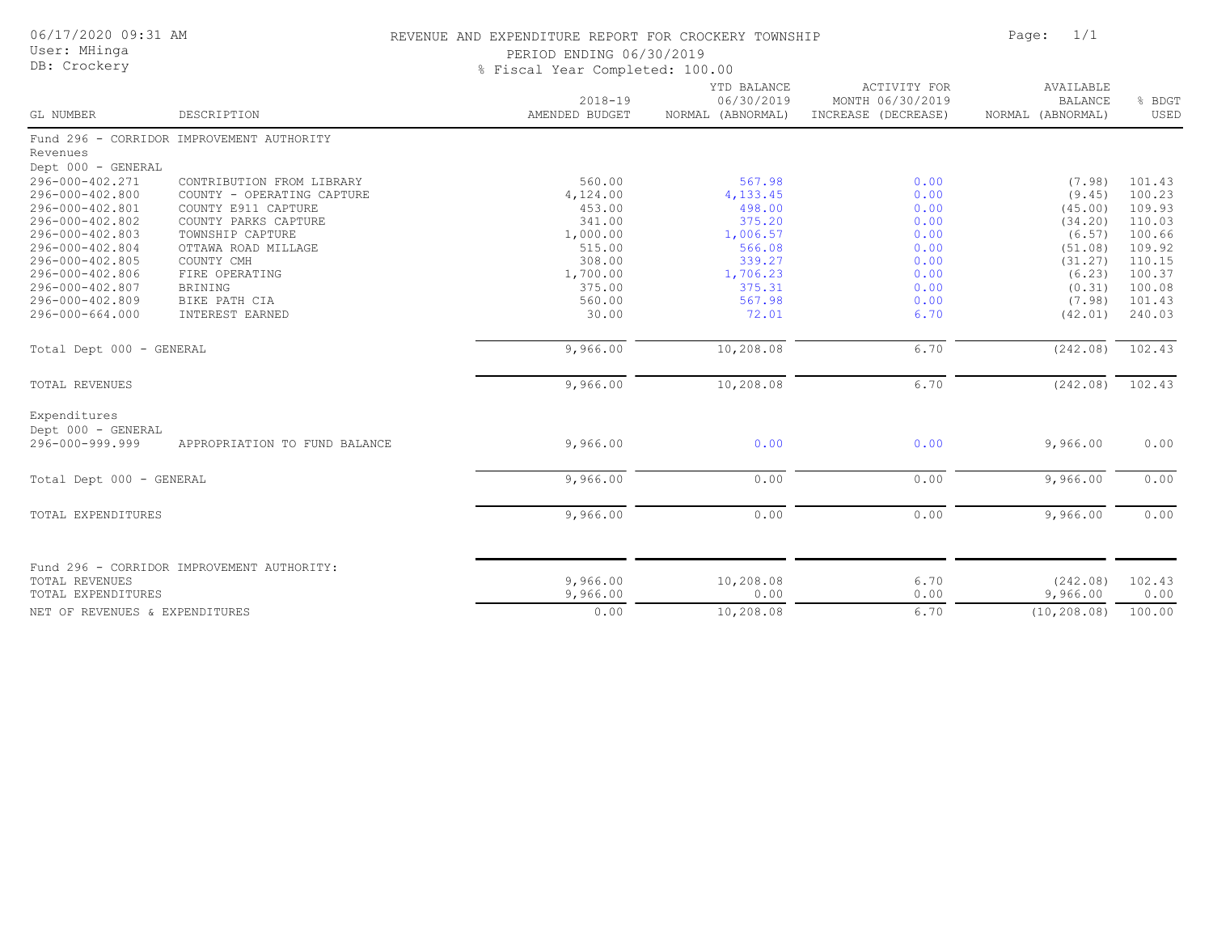06/17/2020 09:31 AM
User: MHinga
DB: Crockery

# REVENUE AND EXPENDITURE REPORT FOR CROCKERY TOWNSHIP

PERIOD ENDING 06/30/2019

% Fiscal Year Completed: 100.00

| GL NUMBER | DESCRIPTION | 2018-19 AMENDED BUDGET | YTD BALANCE 06/30/2019 NORMAL (ABNORMAL) | ACTIVITY FOR MONTH 06/30/2019 INCREASE (DECREASE) | AVAILABLE BALANCE NORMAL (ABNORMAL) | % BDGT USED |
|---|---|---|---|---|---|---|
| Fund 296 - CORRIDOR IMPROVEMENT AUTHORITY | | | | | | |
| Revenues | | | | | | |
| Dept 000 - GENERAL | | | | | | |
| 296-000-402.271 | CONTRIBUTION FROM LIBRARY | 560.00 | 567.98 | 0.00 | (7.98) | 101.43 |
| 296-000-402.800 | COUNTY - OPERATING CAPTURE | 4,124.00 | 4,133.45 | 0.00 | (9.45) | 100.23 |
| 296-000-402.801 | COUNTY E911 CAPTURE | 453.00 | 498.00 | 0.00 | (45.00) | 109.93 |
| 296-000-402.802 | COUNTY PARKS CAPTURE | 341.00 | 375.20 | 0.00 | (34.20) | 110.03 |
| 296-000-402.803 | TOWNSHIP CAPTURE | 1,000.00 | 1,006.57 | 0.00 | (6.57) | 100.66 |
| 296-000-402.804 | OTTAWA ROAD MILLAGE | 515.00 | 566.08 | 0.00 | (51.08) | 109.92 |
| 296-000-402.805 | COUNTY CMH | 308.00 | 339.27 | 0.00 | (31.27) | 110.15 |
| 296-000-402.806 | FIRE OPERATING | 1,700.00 | 1,706.23 | 0.00 | (6.23) | 100.37 |
| 296-000-402.807 | BRINING | 375.00 | 375.31 | 0.00 | (0.31) | 100.08 |
| 296-000-402.809 | BIKE PATH CIA | 560.00 | 567.98 | 0.00 | (7.98) | 101.43 |
| 296-000-664.000 | INTEREST EARNED | 30.00 | 72.01 | 6.70 | (42.01) | 240.03 |
| Total Dept 000 - GENERAL | | 9,966.00 | 10,208.08 | 6.70 | (242.08) | 102.43 |
| TOTAL REVENUES | | 9,966.00 | 10,208.08 | 6.70 | (242.08) | 102.43 |
| Expenditures | | | | | | |
| Dept 000 - GENERAL | | | | | | |
| 296-000-999.999 | APPROPRIATION TO FUND BALANCE | 9,966.00 | 0.00 | 0.00 | 9,966.00 | 0.00 |
| Total Dept 000 - GENERAL | | 9,966.00 | 0.00 | 0.00 | 9,966.00 | 0.00 |
| TOTAL EXPENDITURES | | 9,966.00 | 0.00 | 0.00 | 9,966.00 | 0.00 |
| Fund 296 - CORRIDOR IMPROVEMENT AUTHORITY: | | | | | | |
| TOTAL REVENUES | | 9,966.00 | 10,208.08 | 6.70 | (242.08) | 102.43 |
| TOTAL EXPENDITURES | | 9,966.00 | 0.00 | 0.00 | 9,966.00 | 0.00 |
| NET OF REVENUES & EXPENDITURES | | 0.00 | 10,208.08 | 6.70 | (10,208.08) | 100.00 |